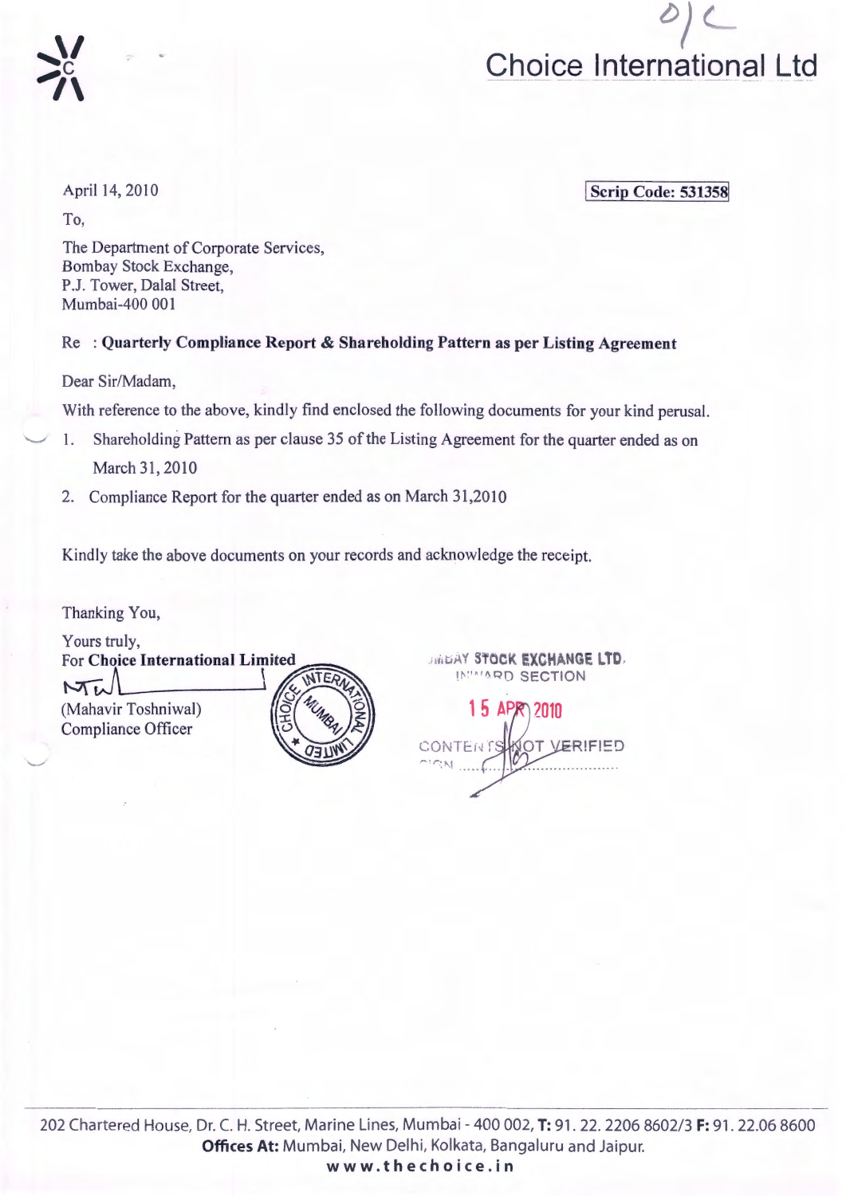# Choice International Ltd

April 14, 2010

**Scrip Code: 531358**

To,

The Department of Corporate Services,
Bombay Stock Exchange,
P.J. Tower, Dalal Street,
Mumbai-400 001

Re : **Quarterly Compliance Report & Shareholding Pattern as per Listing Agreement**

Dear Sir/Madam,

With reference to the above, kindly find enclosed the following documents for your kind perusal.

1. Shareholding Pattern as per clause 35 of the Listing Agreement for the quarter ended as on March 31, 2010
2. Compliance Report for the quarter ended as on March 31,2010

Kindly take the above documents on your records and acknowledge the receipt.

Thanking You,

Yours truly,
For **Choice International Limited**

(Mahavir Toshniwal)
Compliance Officer

BOMBAY STOCK EXCHANGE LTD.
INWARD SECTION
15 APR 2010
CONTENTS NOT VERIFIED

202 Chartered House, Dr. C. H. Street, Marine Lines, Mumbai - 400 002, **T:** 91. 22. 2206 8602/3 **F:** 91. 22.06 8600
**Offices At:** Mumbai, New Delhi, Kolkata, Bangaluru and Jaipur.
**www.thechoice.in**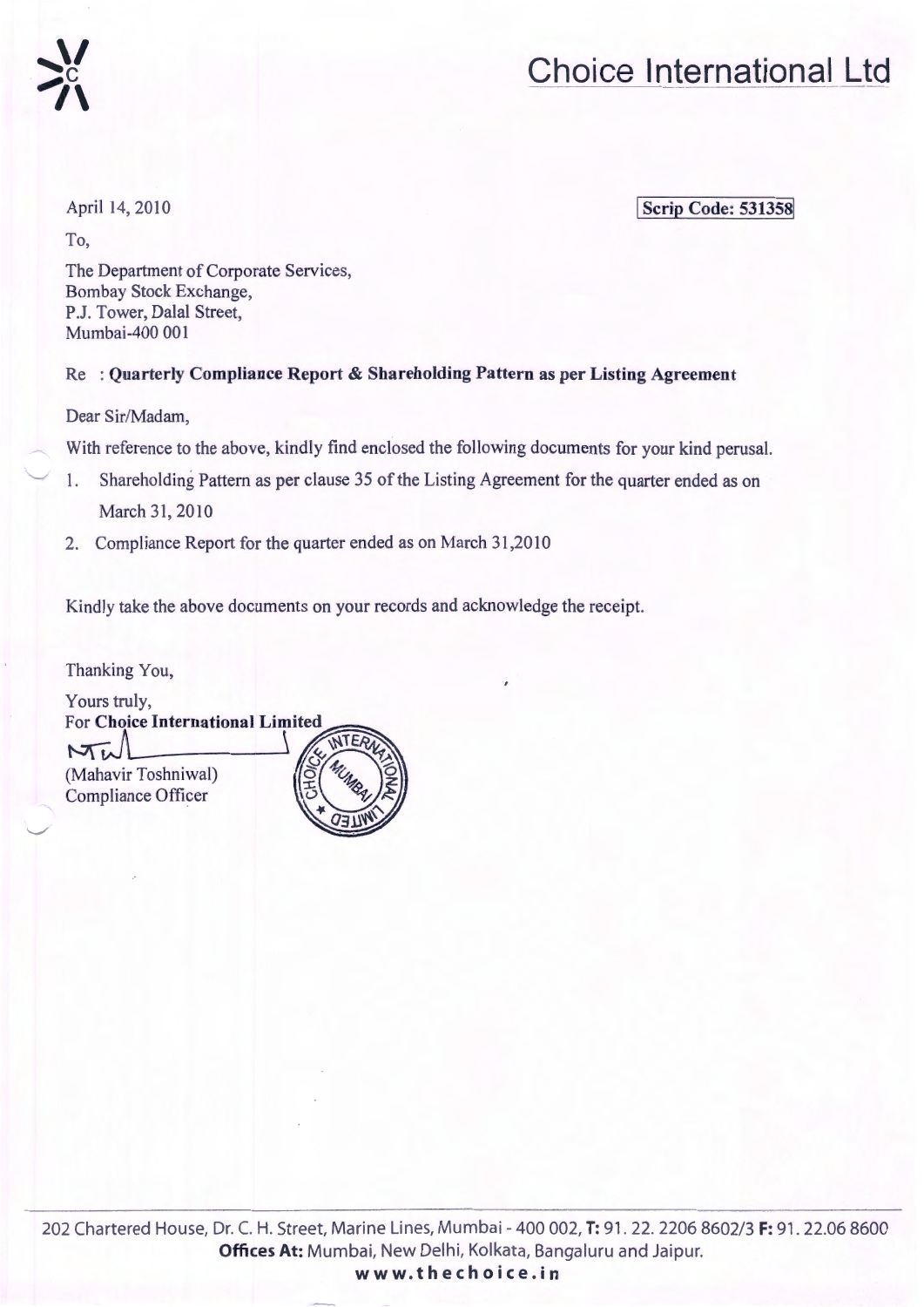# Choice International Ltd

April 14, 2010

**Scrip Code: 531358**

To,

The Department of Corporate Services,
Bombay Stock Exchange,
P.J. Tower, Dalal Street,
Mumbai-400 001

Re : **Quarterly Compliance Report & Shareholding Pattern as per Listing Agreement**

Dear Sir/Madam,

With reference to the above, kindly find enclosed the following documents for your kind perusal.

1. Shareholding Pattern as per clause 35 of the Listing Agreement for the quarter ended as on March 31, 2010
2. Compliance Report for the quarter ended as on March 31,2010

Kindly take the above documents on your records and acknowledge the receipt.

Thanking You,

Yours truly,
For **Choice International Limited**

(Mahavir Toshniwal)
Compliance Officer

202 Chartered House, Dr. C. H. Street, Marine Lines, Mumbai - 400 002, **T:** 91. 22. 2206 8602/3 **F:** 91. 22.06 8600
**Offices At:** Mumbai, New Delhi, Kolkata, Bangaluru and Jaipur.
**www.thechoice.in**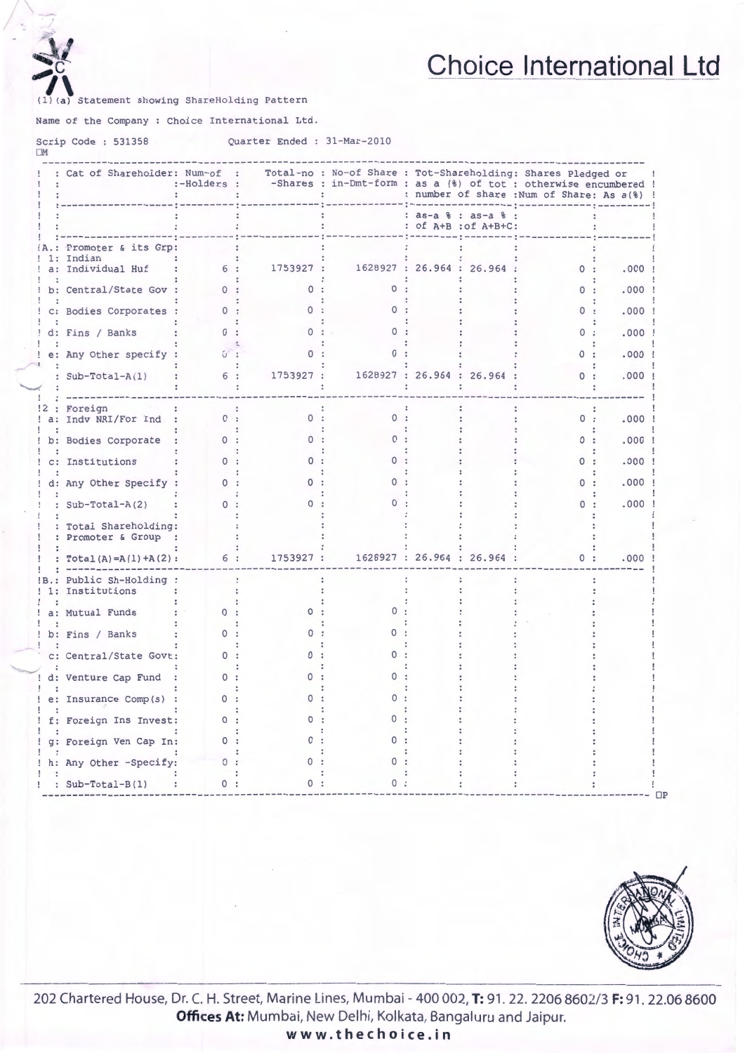# Choice International Ltd

(1)(a) Statement showing ShareHolding Pattern

Name of the Company : Choice International Ltd.

Scrip Code : 531358 Quarter Ended : 31-Mar-2010

| | Cat of Shareholder | Num-of -Holders | Total-no -Shares | No-of Share in-Dmt-form | Tot-Shareholding: as a (%) of tot number of share | | Shares Pledged or otherwise encumbered | |
|---|---|---|---|---|---|---|---|---|
| | | | | | as-a % of A+B | as-a % of A+B+C | Num of Share | As a(%) |
| A. | Promoter & its Grp: | | | | | | | |
| 1: | Indian | | | | | | | |
| a: | Individual Huf | 6 | 1753927 | 1628927 | 26.964 | 26.964 | 0 | .000 |
| b: | Central/State Gov | 0 | 0 | 0 | | | 0 | .000 |
| c: | Bodies Corporates | 0 | 0 | 0 | | | 0 | .000 |
| d: | Fins / Banks | 0 | 0 | 0 | | | 0 | .000 |
| e: | Any Other specify | 0 | 0 | 0 | | | 0 | .000 |
| | Sub-Total-A(1) | 6 | 1753927 | 1628927 | 26.964 | 26.964 | 0 | .000 |
| 2 | Foreign | | | | | | | |
| a: | Indv NRI/For Ind | 0 | 0 | 0 | | | 0 | .000 |
| b: | Bodies Corporate | 0 | 0 | 0 | | | 0 | .000 |
| c: | Institutions | 0 | 0 | 0 | | | 0 | .000 |
| d: | Any Other Specify | 0 | 0 | 0 | | | 0 | .000 |
| | Sub-Total-A(2) | 0 | 0 | 0 | | | 0 | .000 |
| | Total Shareholding: Promoter & Group | | | | | | | |
| | Total(A)=A(1)+A(2) | 6 | 1753927 | 1628927 | 26.964 | 26.964 | 0 | .000 |
| B. | Public Sh-Holding : | | | | | | | |
| 1: | Institutions | | | | | | | |
| a: | Mutual Funds | 0 | 0 | 0 | | | | |
| b: | Fins / Banks | 0 | 0 | 0 | | | | |
| c: | Central/State Govt | 0 | 0 | 0 | | | | |
| d: | Venture Cap Fund | 0 | 0 | 0 | | | | |
| e: | Insurance Comp(s) | 0 | 0 | 0 | | | | |
| f: | Foreign Ins Invest | 0 | 0 | 0 | | | | |
| g: | Foreign Ven Cap In | 0 | 0 | 0 | | | | |
| h: | Any Other -Specify | 0 | 0 | 0 | | | | |
| | Sub-Total-B(1) | 0 | 0 | 0 | | | | |

202 Chartered House, Dr. C. H. Street, Marine Lines, Mumbai - 400 002, **T:** 91. 22. 2206 8602/3 **F:** 91. 22.06 8600
**Offices At:** Mumbai, New Delhi, Kolkata, Bangaluru and Jaipur.
**www.thechoice.in**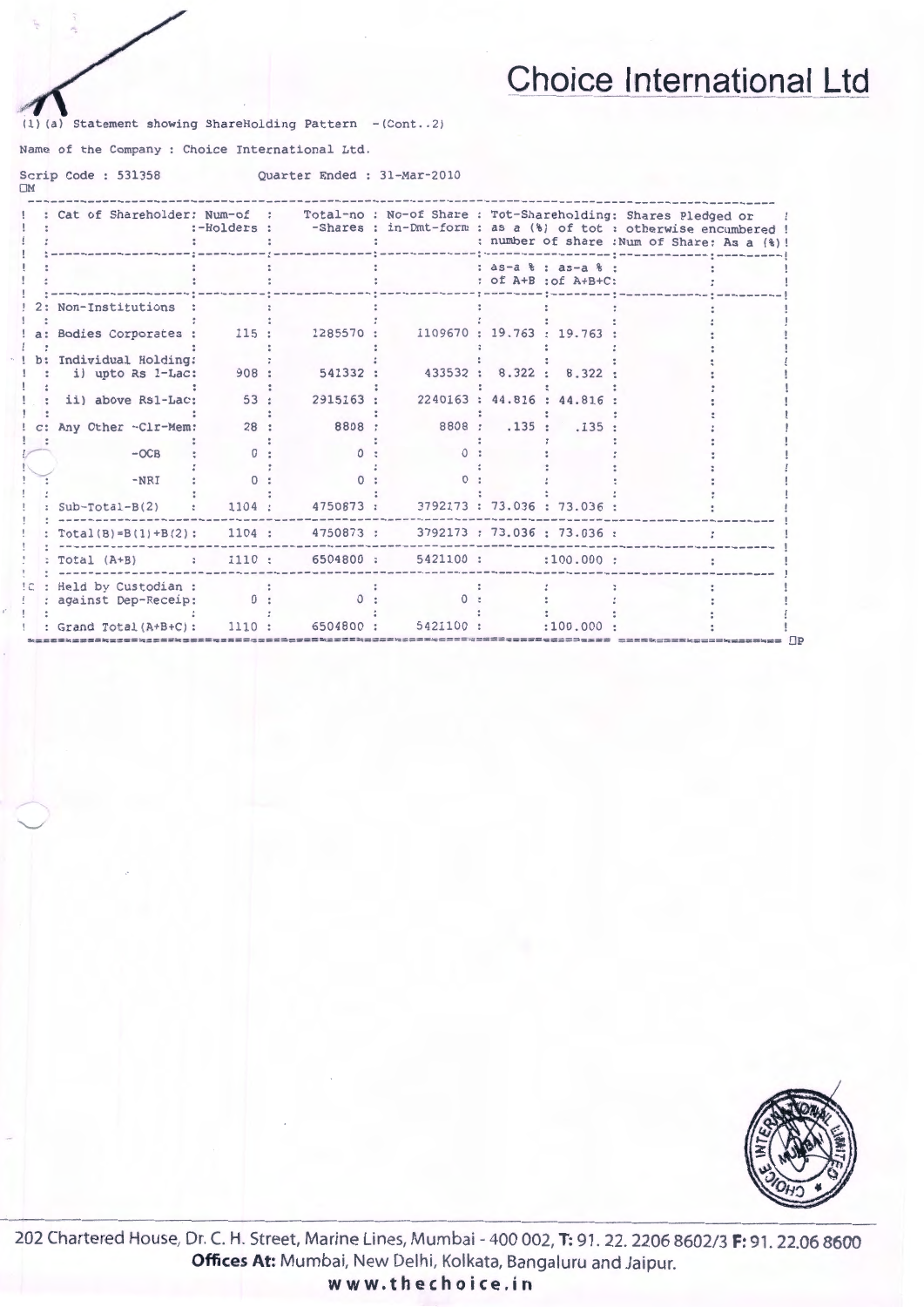# Choice International Ltd

(1)(a) Statement showing ShareHolding Pattern - (Cont..2)

Name of the Company : Choice International Ltd.

Scrip Code : 531358 Quarter Ended : 31-Mar-2010

| | Cat of Shareholder | Num-of -Holders | Total-no -Shares | No-of Share in-Dmt-form | Tot-Shareholding: as a (%) of tot number of share | | Shares Pledged or otherwise encumbered | |
|---|---|---|---|---|---|---|---|---|
| | | | | | as-a % of A+B | as-a % of A+B+C | Num of Share | As a (%) |
| 2: | Non-Institutions | | | | | | | |
| a: | Bodies Corporates | 115 | 1285570 | 1109670 | 19.763 | 19.763 | | |
| b: | Individual Holding: | | | | | | | |
| | i) upto Rs 1-Lac | 908 | 541332 | 433532 | 8.322 | 8.322 | | |
| | ii) above Rs1-Lac | 53 | 2915163 | 2240163 | 44.816 | 44.816 | | |
| c: | Any Other -Clr-Mem | 28 | 8808 | 8808 | .135 | .135 | | |
| | -OCB | 0 | 0 | 0 | | | | |
| | -NRI | 0 | 0 | 0 | | | | |
| | Sub-Total-B(2) | 1104 | 4750873 | 3792173 | 73.036 | 73.036 | | |
| | Total(B)=B(1)+B(2) | 1104 | 4750873 | 3792173 | 73.036 | 73.036 | | |
| | Total (A+B) | 1110 | 6504800 | 5421100 | | 100.000 | | |
| C | Held by Custodian against Dep-Receip | 0 | 0 | 0 | | | | |
| | Grand Total(A+B+C) | 1110 | 6504800 | 5421100 | | 100.000 | | |

202 Chartered House, Dr. C. H. Street, Marine Lines, Mumbai - 400 002, **T:** 91. 22. 2206 8602/3 **F:** 91. 22.06 8600
**Offices At:** Mumbai, New Delhi, Kolkata, Bangaluru and Jaipur.
**www.thechoice.in**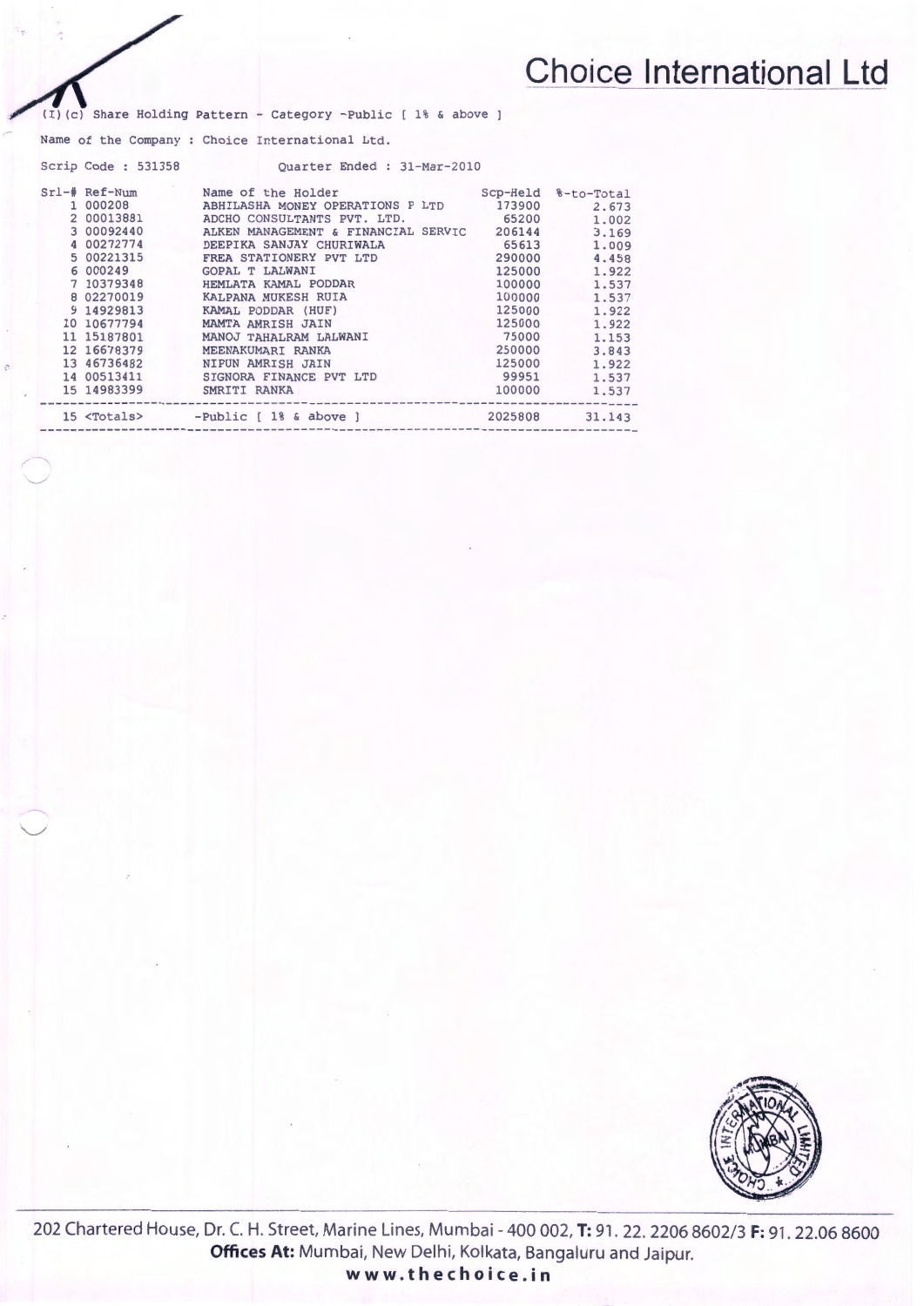# Choice International Ltd

(I)(c) Share Holding Pattern - Category -Public [ 1% & above ]

Name of the Company : Choice International Ltd.

Scrip Code : 531358 Quarter Ended : 31-Mar-2010

| Srl-# | Ref-Num | Name of the Holder | Scp-Held | %-to-Total |
|---|---|---|---|---|
| 1 | 000208 | ABHILASHA MONEY OPERATIONS P LTD | 173900 | 2.673 |
| 2 | 00013881 | ADCHO CONSULTANTS PVT. LTD. | 65200 | 1.002 |
| 3 | 00092440 | ALKEN MANAGEMENT & FINANCIAL SERVIC | 206144 | 3.169 |
| 4 | 00272774 | DEEPIKA SANJAY CHURIWALA | 65613 | 1.009 |
| 5 | 00221315 | FREA STATIONERY PVT LTD | 290000 | 4.458 |
| 6 | 000249 | GOPAL T LALWANI | 125000 | 1.922 |
| 7 | 10379348 | HEMLATA KAMAL PODDAR | 100000 | 1.537 |
| 8 | 02270019 | KALPANA MUKESH RUIA | 100000 | 1.537 |
| 9 | 14929813 | KAMAL PODDAR (HUF) | 125000 | 1.922 |
| 10 | 10677794 | MAMTA AMRISH JAIN | 125000 | 1.922 |
| 11 | 15187801 | MANOJ TAHALRAM LALWANI | 75000 | 1.153 |
| 12 | 16678379 | MEENAKUMARI RANKA | 250000 | 3.843 |
| 13 | 46736482 | NIPUN AMRISH JAIN | 125000 | 1.922 |
| 14 | 00513411 | SIGNORA FINANCE PVT LTD | 99951 | 1.537 |
| 15 | 14983399 | SMRITI RANKA | 100000 | 1.537 |
| 15 | <Totals> | -Public [ 1% & above ] | 2025808 | 31.143 |

202 Chartered House, Dr. C. H. Street, Marine Lines, Mumbai - 400 002, **T:** 91. 22. 2206 8602/3 **F:** 91. 22.06 8600

**Offices At:** Mumbai, New Delhi, Kolkata, Bangaluru and Jaipur.

**www.thechoice.in**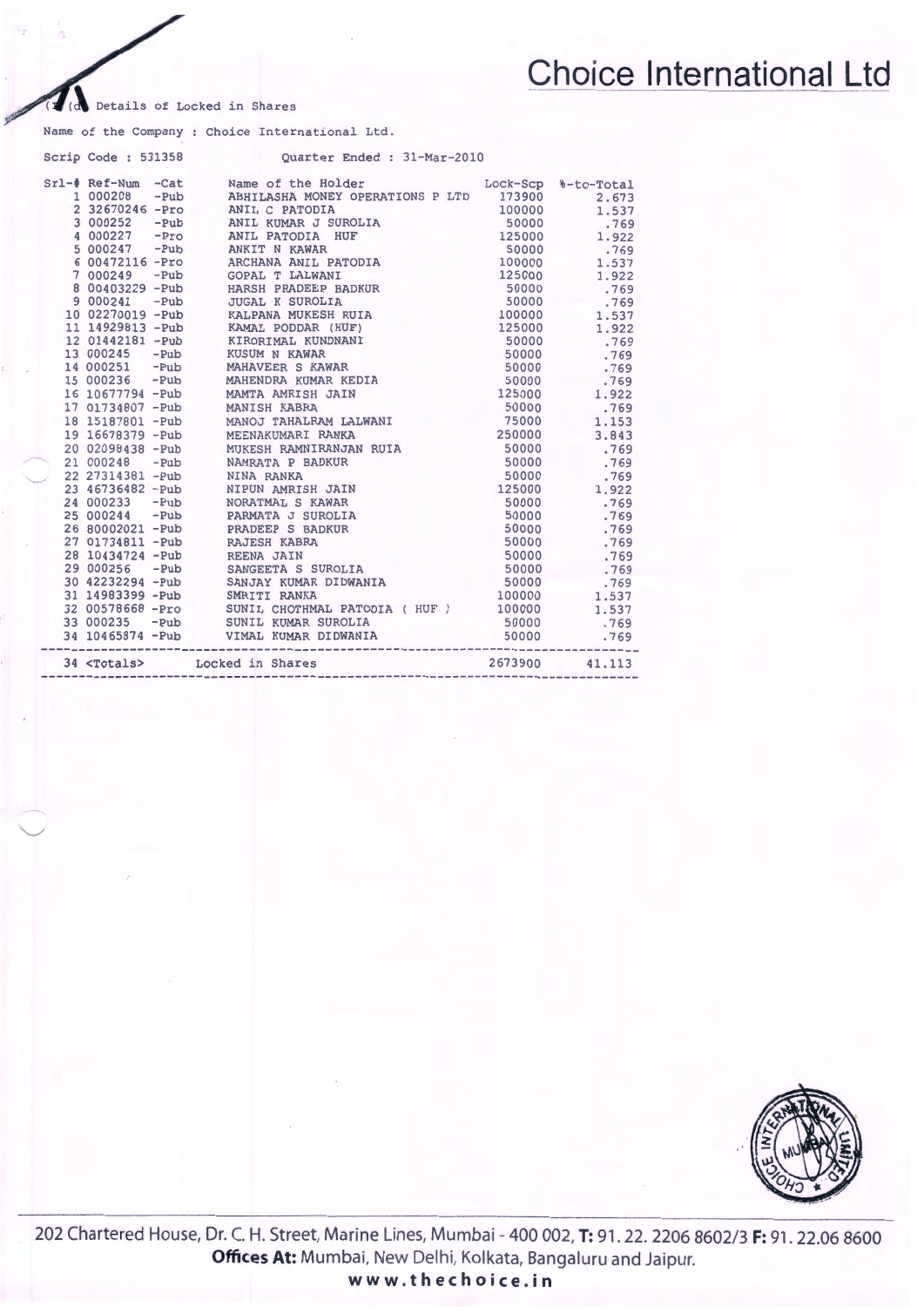# Choice International Ltd

(I)(d) Details of Locked in Shares

Name of the Company : Choice International Ltd.

Scrip Code : 531358 Quarter Ended : 31-Mar-2010

| Srl-# | Ref-Num | -Cat | Name of the Holder | Lock-Scp | %-to-Total |
|---|---|---|---|---|---|
| 1 | 000208 | -Pub | ABHILASHA MONEY OPERATIONS P LTD | 173900 | 2.673 |
| 2 | 32670246 | -Pro | ANIL C PATODIA | 100000 | 1.537 |
| 3 | 000252 | -Pub | ANIL KUMAR J SUROLIA | 50000 | .769 |
| 4 | 000227 | -Pro | ANIL PATODIA HUF | 125000 | 1.922 |
| 5 | 000247 | -Pub | ANKIT N KAWAR | 50000 | .769 |
| 6 | 00472116 | -Pro | ARCHANA ANIL PATODIA | 100000 | 1.537 |
| 7 | 000249 | -Pub | GOPAL T LALWANI | 125000 | 1.922 |
| 8 | 00403229 | -Pub | HARSH PRADEEP BADKUR | 50000 | .769 |
| 9 | 000241 | -Pub | JUGAL K SUROLIA | 50000 | .769 |
| 10 | 02270019 | -Pub | KALPANA MUKESH RUIA | 100000 | 1.537 |
| 11 | 14929813 | -Pub | KAMAL PODDAR (HUF) | 125000 | 1.922 |
| 12 | 01442181 | -Pub | KIRORIMAL KUNDNANI | 50000 | .769 |
| 13 | 000245 | -Pub | KUSUM N KAWAR | 50000 | .769 |
| 14 | 000251 | -Pub | MAHAVEER S KAWAR | 50000 | .769 |
| 15 | 000236 | -Pub | MAHENDRA KUMAR KEDIA | 50000 | .769 |
| 16 | 10677794 | -Pub | MAMTA AMRISH JAIN | 125000 | 1.922 |
| 17 | 01734807 | -Pub | MANISH KABRA | 50000 | .769 |
| 18 | 15187801 | -Pub | MANOJ TAHALRAM LALWANI | 75000 | 1.153 |
| 19 | 16678379 | -Pub | MEENAKUMARI RANKA | 250000 | 3.843 |
| 20 | 02098438 | -Pub | MUKESH RAMNIRANJAN RUIA | 50000 | .769 |
| 21 | 000248 | -Pub | NAMRATA P BADKUR | 50000 | .769 |
| 22 | 27314381 | -Pub | NINA RANKA | 50000 | .769 |
| 23 | 46736482 | -Pub | NIPUN AMRISH JAIN | 125000 | 1.922 |
| 24 | 000233 | -Pub | NORATMAL S KAWAR | 50000 | .769 |
| 25 | 000244 | -Pub | PARMATA J SUROLIA | 50000 | .769 |
| 26 | 80002021 | -Pub | PRADEEP S BADKUR | 50000 | .769 |
| 27 | 01734811 | -Pub | RAJESH KABRA | 50000 | .769 |
| 28 | 10434724 | -Pub | REENA JAIN | 50000 | .769 |
| 29 | 000256 | -Pub | SANGEETA S SUROLIA | 50000 | .769 |
| 30 | 42232294 | -Pub | SANJAY KUMAR DIDWANIA | 50000 | .769 |
| 31 | 14983399 | -Pub | SMRITI RANKA | 100000 | 1.537 |
| 32 | 00578668 | -Pro | SUNIL CHOTHMAL PATODIA ( HUF ) | 100000 | 1.537 |
| 33 | 000235 | -Pub | SUNIL KUMAR SUROLIA | 50000 | .769 |
| 34 | 10465874 | -Pub | VIMAL KUMAR DIDWANIA | 50000 | .769 |
| 34 | <Totals> | | Locked in Shares | 2673900 | 41.113 |

202 Chartered House, Dr. C. H. Street, Marine Lines, Mumbai - 400 002, **T:** 91. 22. 2206 8602/3 **F:** 91. 22.06 8600
**Offices At:** Mumbai, New Delhi, Kolkata, Bangaluru and Jaipur.
**www.thechoice.in**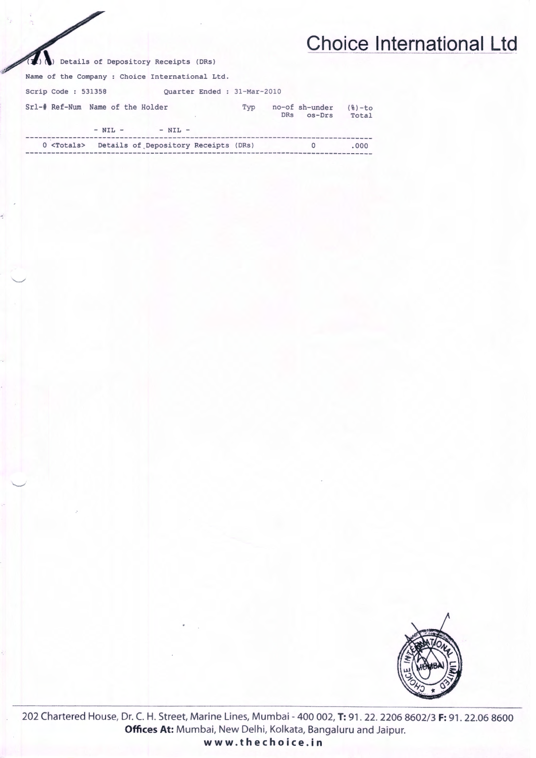# Choice International Ltd

(II) (a) Details of Depository Receipts (DRs)

Name of the Company : Choice International Ltd.

Scrip Code : 531358 Quarter Ended : 31-Mar-2010

| Srl-# | Ref-Num | Name of the Holder | Typ | no-of DRs | sh-under os-Drs | (%)-to Total |
|---|---|---|---|---|---|---|
| | - NIL - | - NIL - | | | | |
| 0 | <Totals> | Details of Depository Receipts (DRs) | | | 0 | .000 |

202 Chartered House, Dr. C. H. Street, Marine Lines, Mumbai - 400 002, **T:** 91. 22. 2206 8602/3 **F:** 91. 22.06 8600

**Offices At:** Mumbai, New Delhi, Kolkata, Bangaluru and Jaipur.

**www.thechoice.in**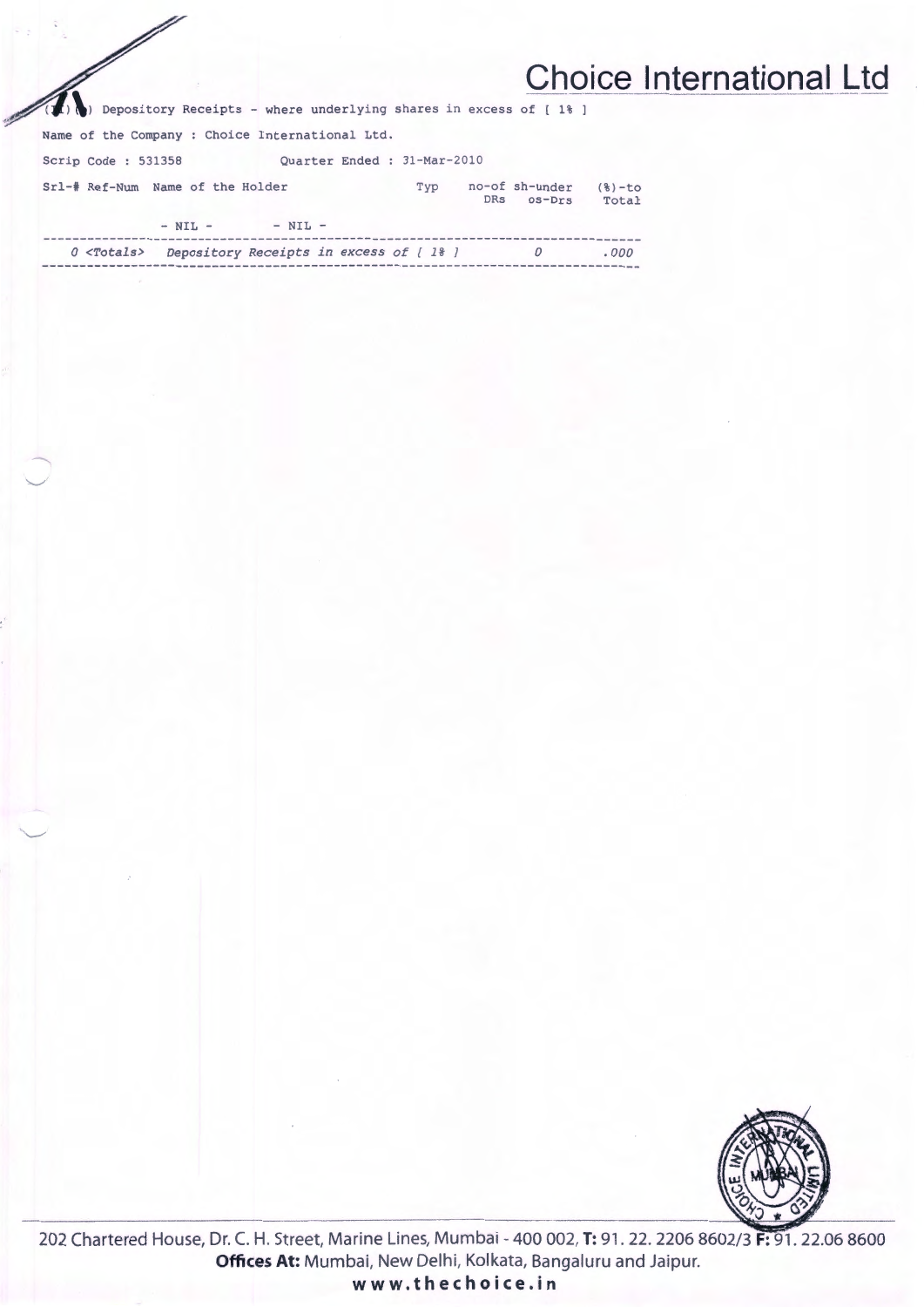# Choice International Ltd

(II) (b) Depository Receipts - where underlying shares in excess of [ 1% ]

Name of the Company : Choice International Ltd.

Scrip Code : 531358 Quarter Ended : 31-Mar-2010

| Srl-# | Ref-Num | Name of the Holder | Typ | no-of DRs | sh-under os-Drs | (%)-to Total |
|---|---|---|---|---|---|---|
| | - NIL - | - NIL - | | | | |
| 0 | <Totals> | Depository Receipts in excess of [ 1% ] | | | 0 | .000 |

202 Chartered House, Dr. C. H. Street, Marine Lines, Mumbai - 400 002, **T:** 91. 22. 2206 8602/3 **F:** 91. 22.06 8600

**Offices At:** Mumbai, New Delhi, Kolkata, Bangaluru and Jaipur.

**www.thechoice.in**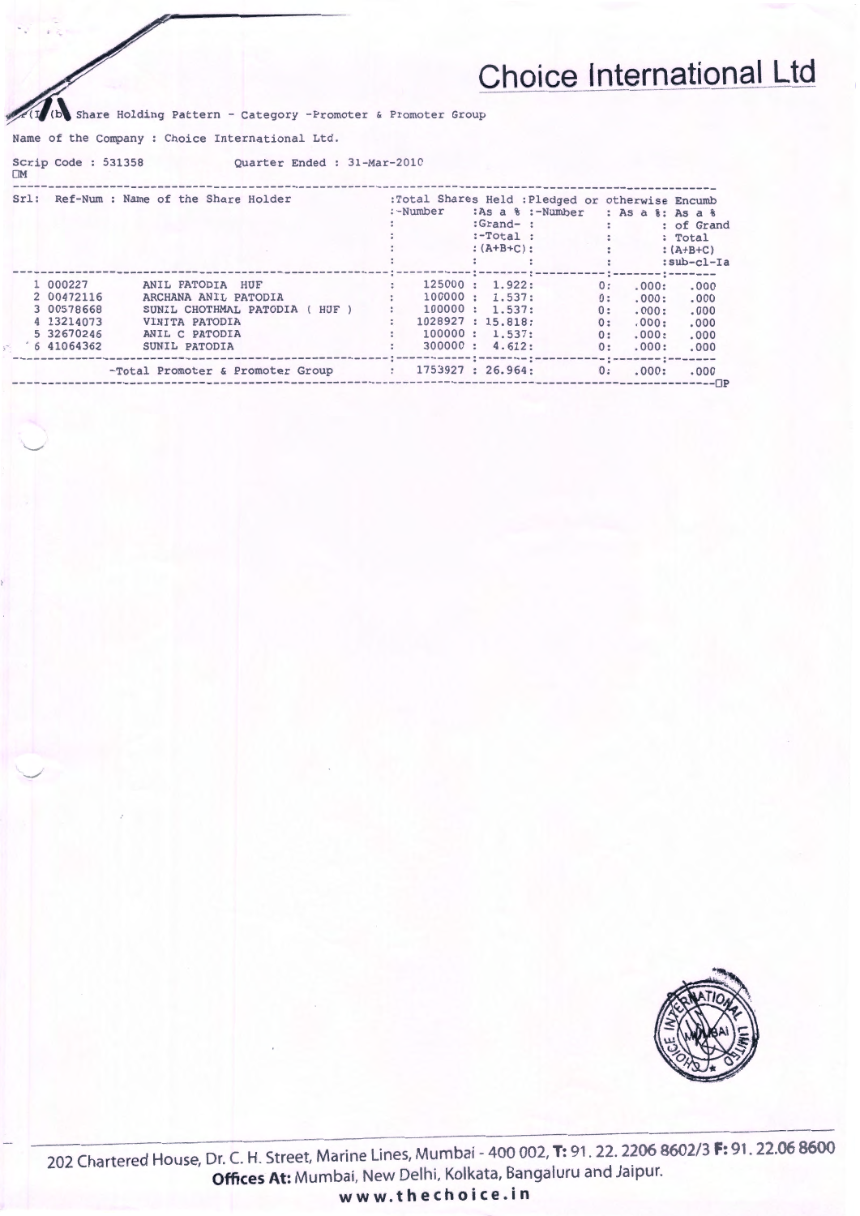# Choice International Ltd

(I)(b) Share Holding Pattern - Category -Promoter & Promoter Group

Name of the Company : Choice International Ltd.

Scrip Code : 531358 Quarter Ended : 31-Mar-2010

| Srl | Ref-Num | Name of the Share Holder | Total Shares Held: Number | Total Shares Held: As a % Grand-Total (A+B+C) | Pledged or otherwise Encumb: Number | Pledged or otherwise Encumb: As a % | Pledged or otherwise Encumb: As a % of Grand Total (A+B+C) sub-cl-Ia |
|---|---|---|---|---|---|---|---|
| 1 | 000227 | ANIL PATODIA HUF | 125000 | 1.922 | 0 | .000 | .000 |
| 2 | 00472116 | ARCHANA ANIL PATODIA | 100000 | 1.537 | 0 | .000 | .000 |
| 3 | 00578668 | SUNIL CHOTHMAL PATODIA ( HUF ) | 100000 | 1.537 | 0 | .000 | .000 |
| 4 | 13214073 | VINITA PATODIA | 1028927 | 15.818 | 0 | .000 | .000 |
| 5 | 32670246 | ANIL C PATODIA | 100000 | 1.537 | 0 | .000 | .000 |
| 6 | 41064362 | SUNIL PATODIA | 300000 | 4.612 | 0 | .000 | .000 |
| | | -Total Promoter & Promoter Group | 1753927 | 26.964 | 0 | .000 | .000 |

202 Chartered House, Dr. C. H. Street, Marine Lines, Mumbai - 400 002, **T:** 91. 22. 2206 8602/3 **F:** 91. 22.06 8600
**Offices At:** Mumbai, New Delhi, Kolkata, Bangaluru and Jaipur.
**www.thechoice.in**